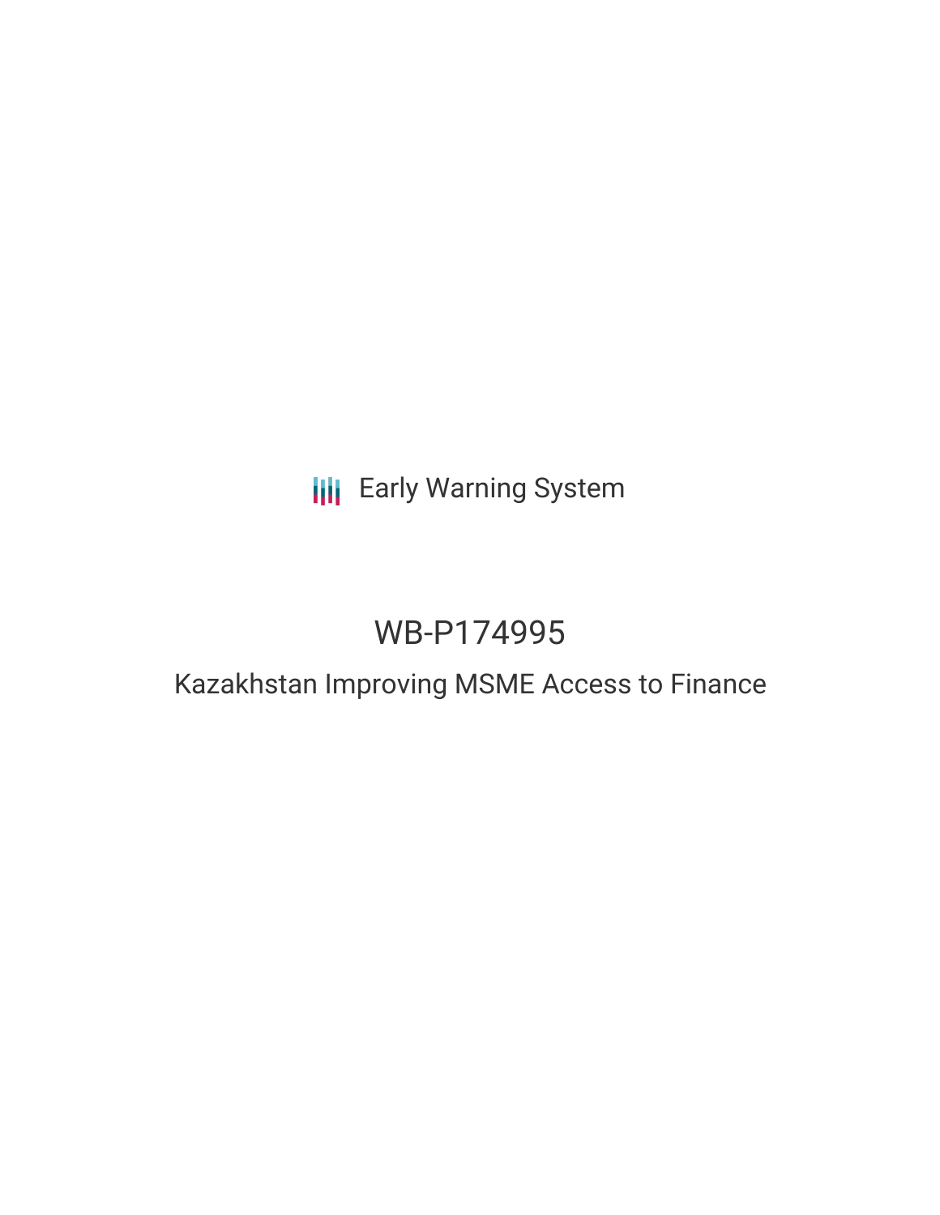Early Warning System

# WB-P174995

## Kazakhstan Improving MSME Access to Finance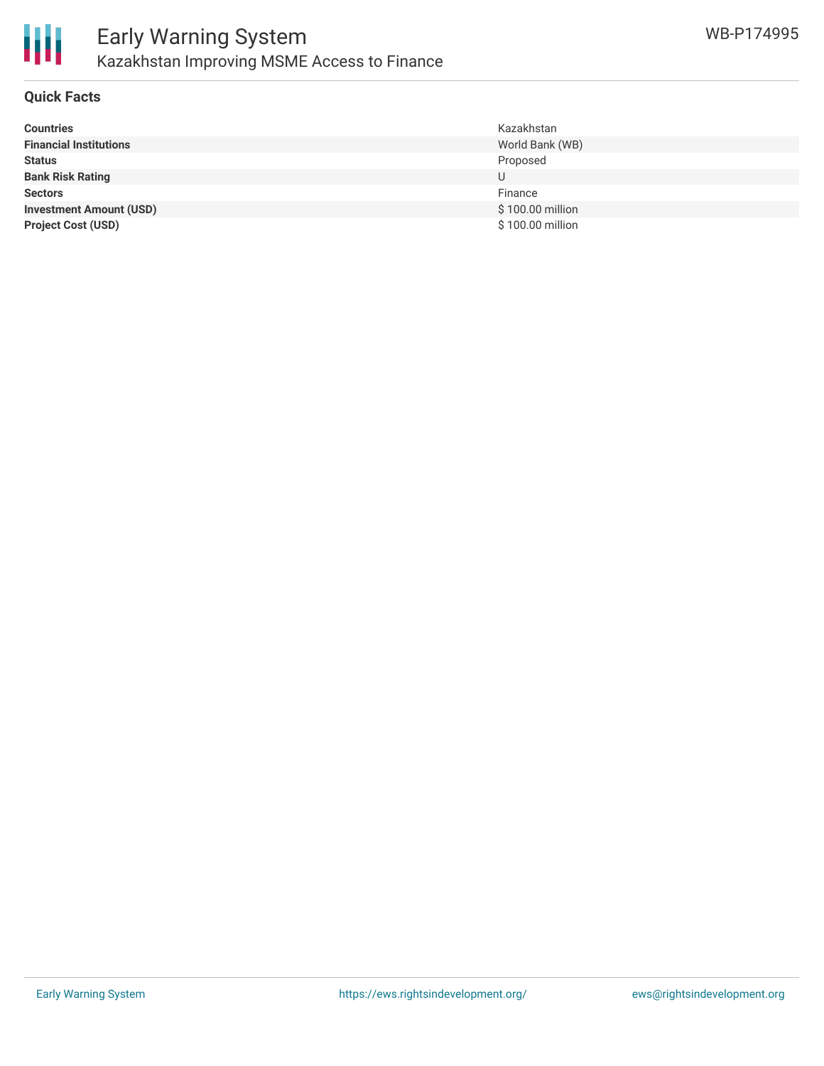## Quick Facts

| | |
|---|---|
| **Countries** | Kazakhstan |
| **Financial Institutions** | World Bank (WB) |
| **Status** | Proposed |
| **Bank Risk Rating** | U |
| **Sectors** | Finance |
| **Investment Amount (USD)** | $ 100.00 million |
| **Project Cost (USD)** | $ 100.00 million |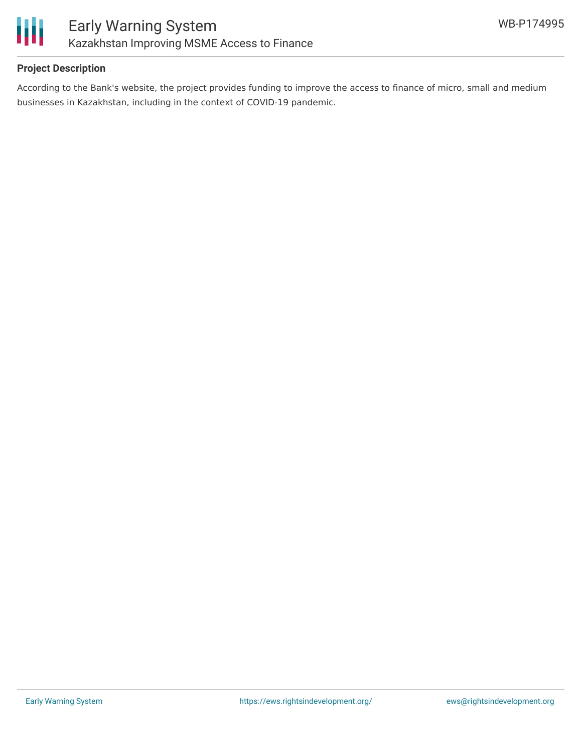**Project Description**

According to the Bank's website, the project provides funding to improve the access to finance of micro, small and medium businesses in Kazakhstan, including in the context of COVID-19 pandemic.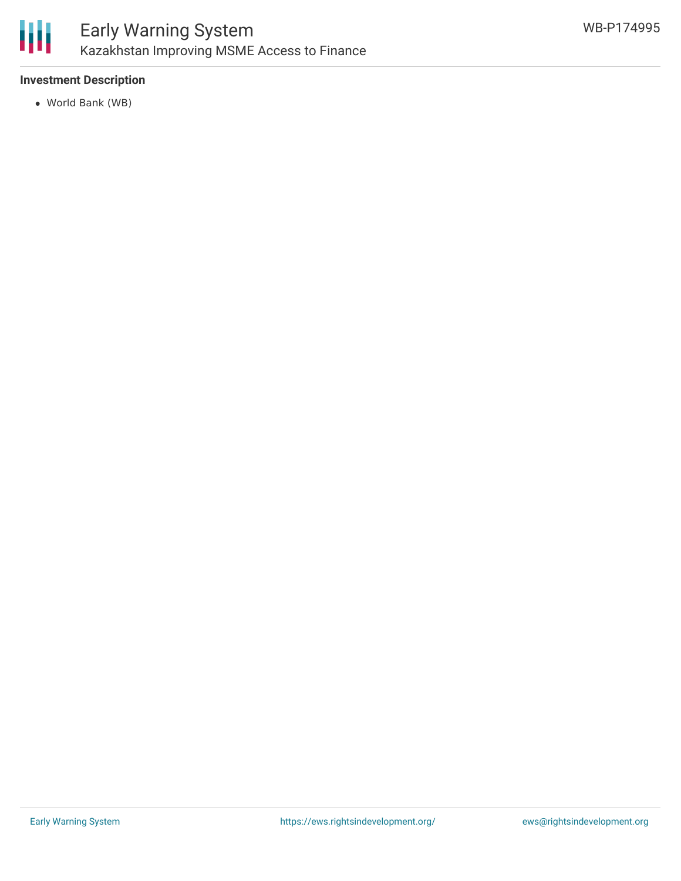## Investment Description

- World Bank (WB)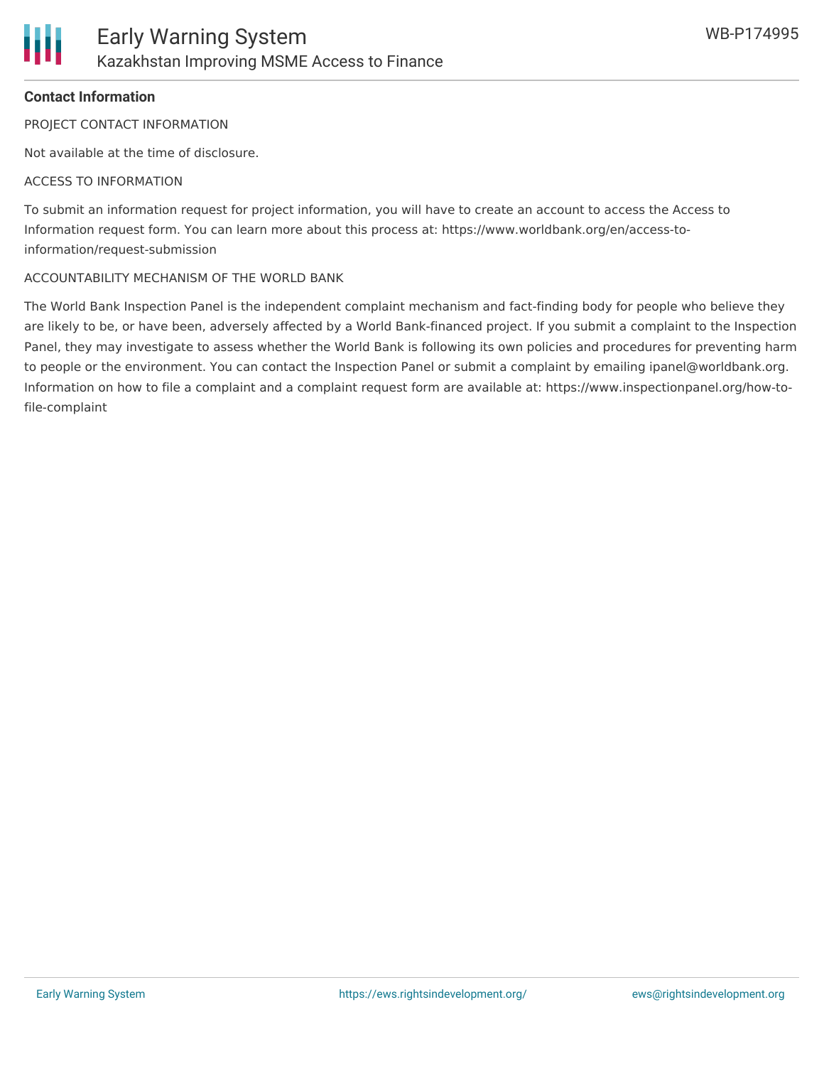## Contact Information

PROJECT CONTACT INFORMATION

Not available at the time of disclosure.

ACCESS TO INFORMATION

To submit an information request for project information, you will have to create an account to access the Access to Information request form. You can learn more about this process at: https://www.worldbank.org/en/access-to-information/request-submission

ACCOUNTABILITY MECHANISM OF THE WORLD BANK

The World Bank Inspection Panel is the independent complaint mechanism and fact-finding body for people who believe they are likely to be, or have been, adversely affected by a World Bank-financed project. If you submit a complaint to the Inspection Panel, they may investigate to assess whether the World Bank is following its own policies and procedures for preventing harm to people or the environment. You can contact the Inspection Panel or submit a complaint by emailing ipanel@worldbank.org. Information on how to file a complaint and a complaint request form are available at: https://www.inspectionpanel.org/how-to-file-complaint